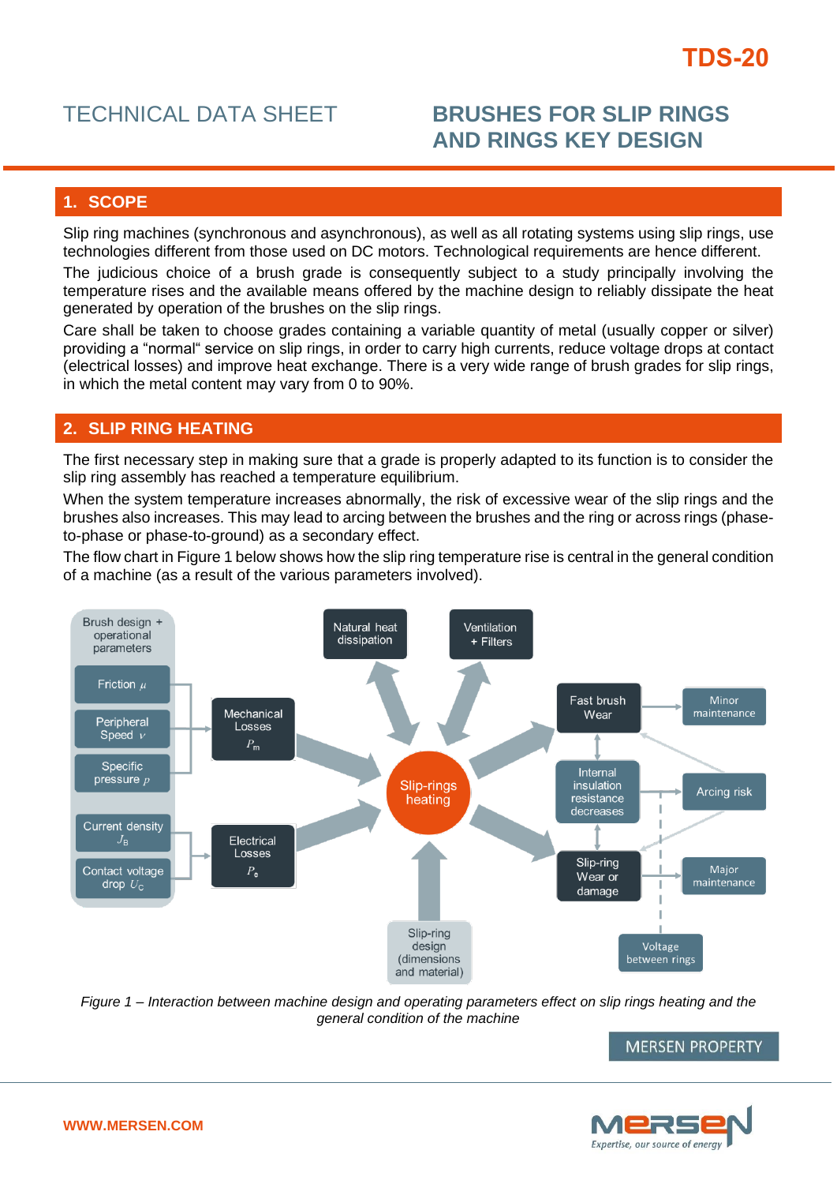TDS-20

# TECHNICAL DATA SHEET

# BRUSHES FOR SLIP RINGS AND RINGS KEY DESIGN

## 1. SCOPE

Slip ring machines (synchronous and asynchronous), as well as all rotating systems using slip rings, use technologies different from those used on DC motors. Technological requirements are hence different.

The judicious choice of a brush grade is consequently subject to a study principally involving the temperature rises and the available means offered by the machine design to reliably dissipate the heat generated by operation of the brushes on the slip rings.

Care shall be taken to choose grades containing a variable quantity of metal (usually copper or silver) providing a "normal" service on slip rings, in order to carry high currents, reduce voltage drops at contact (electrical losses) and improve heat exchange. There is a very wide range of brush grades for slip rings, in which the metal content may vary from 0 to 90%.

## 2. SLIP RING HEATING

The first necessary step in making sure that a grade is properly adapted to its function is to consider the slip ring assembly has reached a temperature equilibrium.

When the system temperature increases abnormally, the risk of excessive wear of the slip rings and the brushes also increases. This may lead to arcing between the brushes and the ring or across rings (phase-to-phase or phase-to-ground) as a secondary effect.

The flow chart in Figure 1 below shows how the slip ring temperature rise is central in the general condition of a machine (as a result of the various parameters involved).

Brush design + operational parameters

Friction $\mu$

Peripheral Speed $v$

Specific pressure $p$

Current density $J_B$

Contact voltage drop $U_C$

Mechanical Losses $P_m$

Electrical Losses $P_e$

Natural heat dissipation

Ventilation + Filters

Slip-rings heating

Slip-ring design (dimensions and material)

Fast brush Wear

Internal insulation resistance decreases

Slip-ring Wear or damage

Minor maintenance

Arcing risk

Major maintenance

Voltage between rings

*Figure 1 – Interaction between machine design and operating parameters effect on slip rings heating and the general condition of the machine*

MERSEN PROPERTY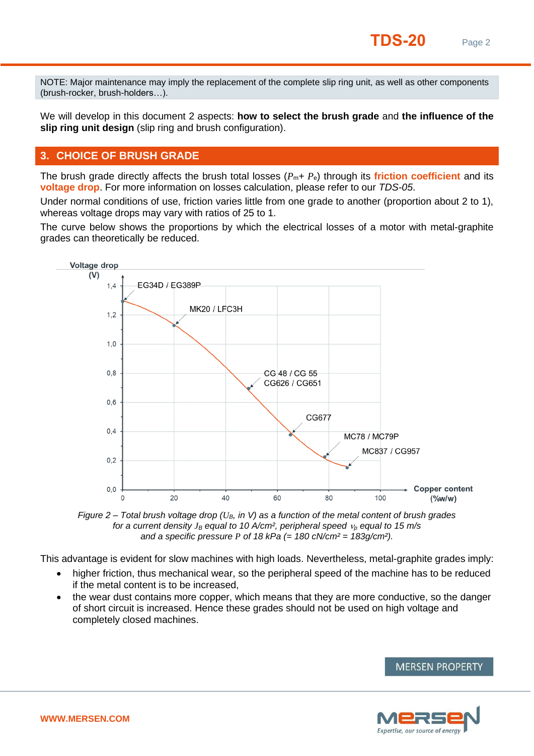NOTE: Major maintenance may imply the replacement of the complete slip ring unit, as well as other components (brush-rocker, brush-holders…).

We will develop in this document 2 aspects: **how to select the brush grade** and **the influence of the slip ring unit design** (slip ring and brush configuration).

## 3. CHOICE OF BRUSH GRADE

The brush grade directly affects the brush total losses ($P_m + P_e$) through its **friction coefficient** and its **voltage drop**. For more information on losses calculation, please refer to our *TDS-05*.

Under normal conditions of use, friction varies little from one grade to another (proportion about 2 to 1), whereas voltage drops may vary with ratios of 25 to 1.

The curve below shows the proportions by which the electrical losses of a motor with metal-graphite grades can theoretically be reduced.

Voltage drop (V)

EG34D / EG389P

MK20 / LFC3H

CG 48 / CG 55
CG626 / CG651

CG677

MC78 / MC79P

MC837 / CG957

Copper content (%w/w)

*Figure 2 – Total brush voltage drop ($U_B$, in V) as a function of the metal content of brush grades for a current density $J_B$ equal to 10 A/cm², peripheral speed $v_p$ equal to 15 m/s and a specific pressure $P$ of 18 kPa (= 180 cN/cm² = 183g/cm²).*

This advantage is evident for slow machines with high loads. Nevertheless, metal-graphite grades imply:

- higher friction, thus mechanical wear, so the peripheral speed of the machine has to be reduced if the metal content is to be increased,
- the wear dust contains more copper, which means that they are more conductive, so the danger of short circuit is increased. Hence these grades should not be used on high voltage and completely closed machines.

MERSEN PROPERTY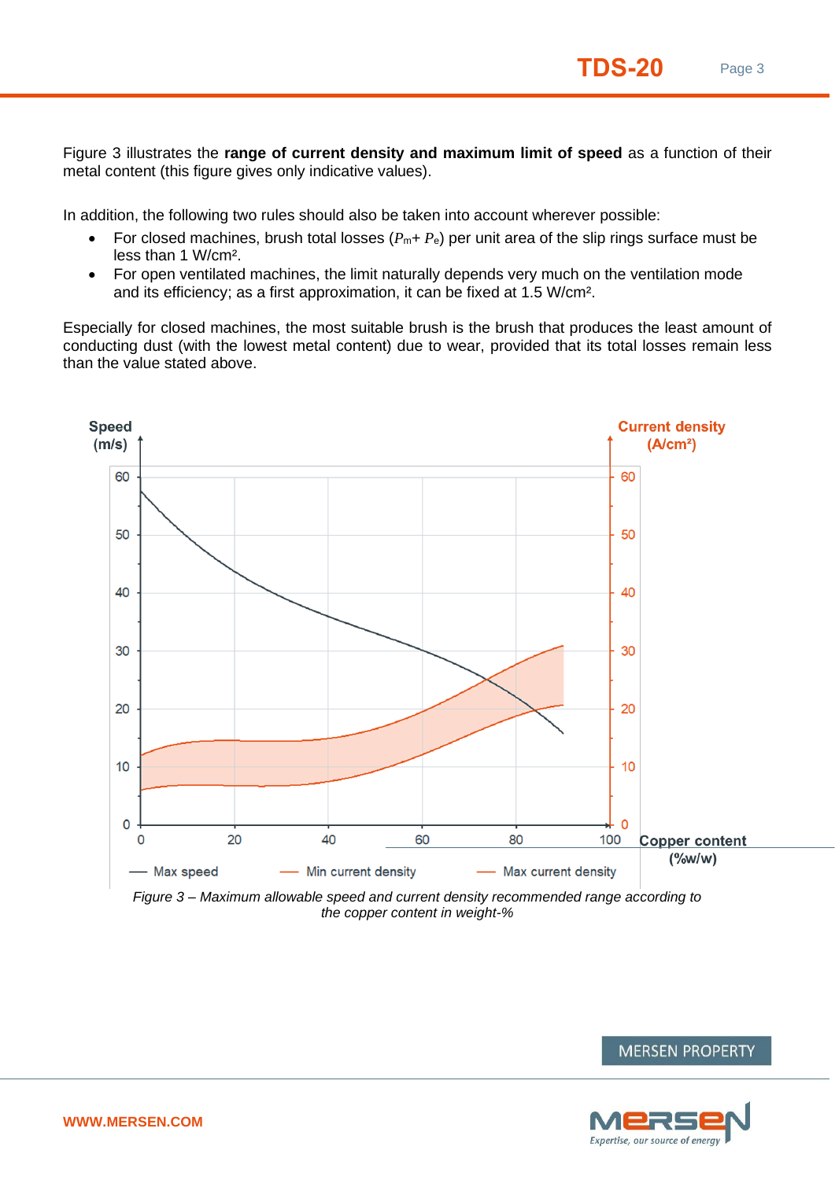Figure 3 illustrates the **range of current density and maximum limit of speed** as a function of their metal content (this figure gives only indicative values).

In addition, the following two rules should also be taken into account wherever possible:

- For closed machines, brush total losses ($P_m + P_e$) per unit area of the slip rings surface must be less than 1 W/cm².
- For open ventilated machines, the limit naturally depends very much on the ventilation mode and its efficiency; as a first approximation, it can be fixed at 1.5 W/cm².

Especially for closed machines, the most suitable brush is the brush that produces the least amount of conducting dust (with the lowest metal content) due to wear, provided that its total losses remain less than the value stated above.

*Figure 3 – Maximum allowable speed and current density recommended range according to the copper content in weight-%*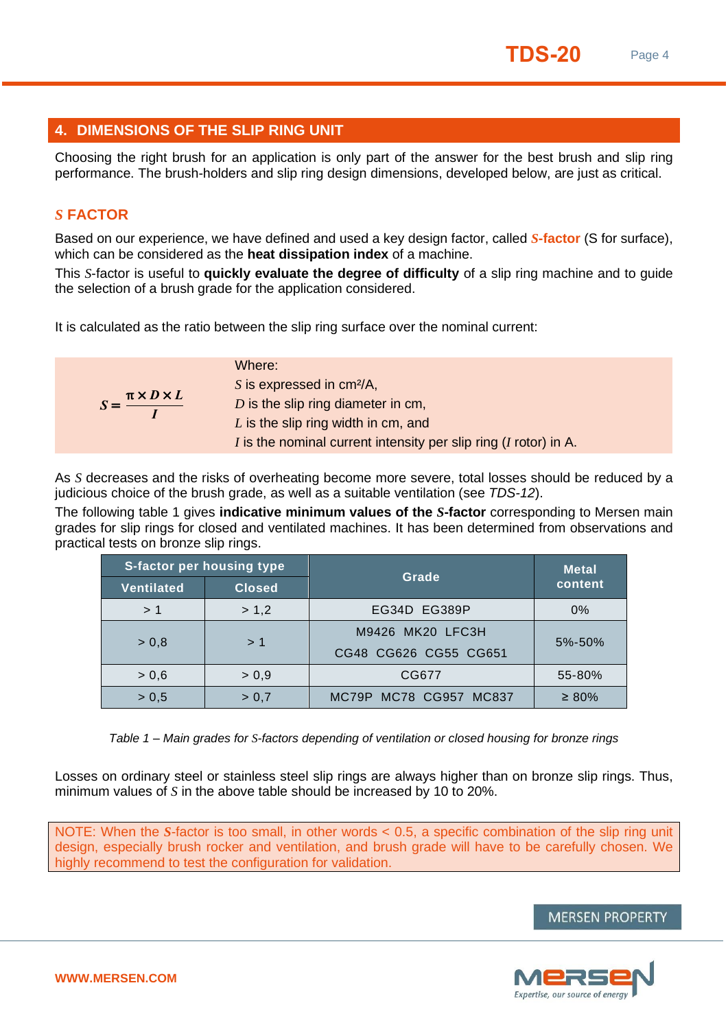## 4. DIMENSIONS OF THE SLIP RING UNIT

Choosing the right brush for an application is only part of the answer for the best brush and slip ring performance. The brush-holders and slip ring design dimensions, developed below, are just as critical.

### *S* FACTOR

Based on our experience, we have defined and used a key design factor, called ***S*-factor** (S for surface), which can be considered as the **heat dissipation index** of a machine.

This *S*-factor is useful to **quickly evaluate the degree of difficulty** of a slip ring machine and to guide the selection of a brush grade for the application considered.

It is calculated as the ratio between the slip ring surface over the nominal current:

$$S = \frac{\pi \times D \times L}{I}$$

Where:
$S$ is expressed in cm²/A,
$D$ is the slip ring diameter in cm,
$L$ is the slip ring width in cm, and
$I$ is the nominal current intensity per slip ring ($I$ rotor) in A.

As $S$ decreases and the risks of overheating become more severe, total losses should be reduced by a judicious choice of the brush grade, as well as a suitable ventilation (see *TDS-12*).

The following table 1 gives **indicative minimum values of the *S*-factor** corresponding to Mersen main grades for slip rings for closed and ventilated machines. It has been determined from observations and practical tests on bronze slip rings.

| S-factor per housing type | | Grade | Metal content |
|---|---|---|---|
| Ventilated | Closed | | |
| > 1 | > 1,2 | EG34D EG389P | 0% |
| > 0,8 | > 1 | M9426 MK20 LFC3H CG48 CG626 CG55 CG651 | 5%-50% |
| > 0,6 | > 0,9 | CG677 | 55-80% |
| > 0,5 | > 0,7 | MC79P MC78 CG957 MC837 | ≥ 80% |

*Table 1 – Main grades for S-factors depending of ventilation or closed housing for bronze rings*

Losses on ordinary steel or stainless steel slip rings are always higher than on bronze slip rings. Thus, minimum values of $S$ in the above table should be increased by 10 to 20%.

NOTE: When the ***S***-factor is too small, in other words < 0.5, a specific combination of the slip ring unit design, especially brush rocker and ventilation, and brush grade will have to be carefully chosen. We highly recommend to test the configuration for validation.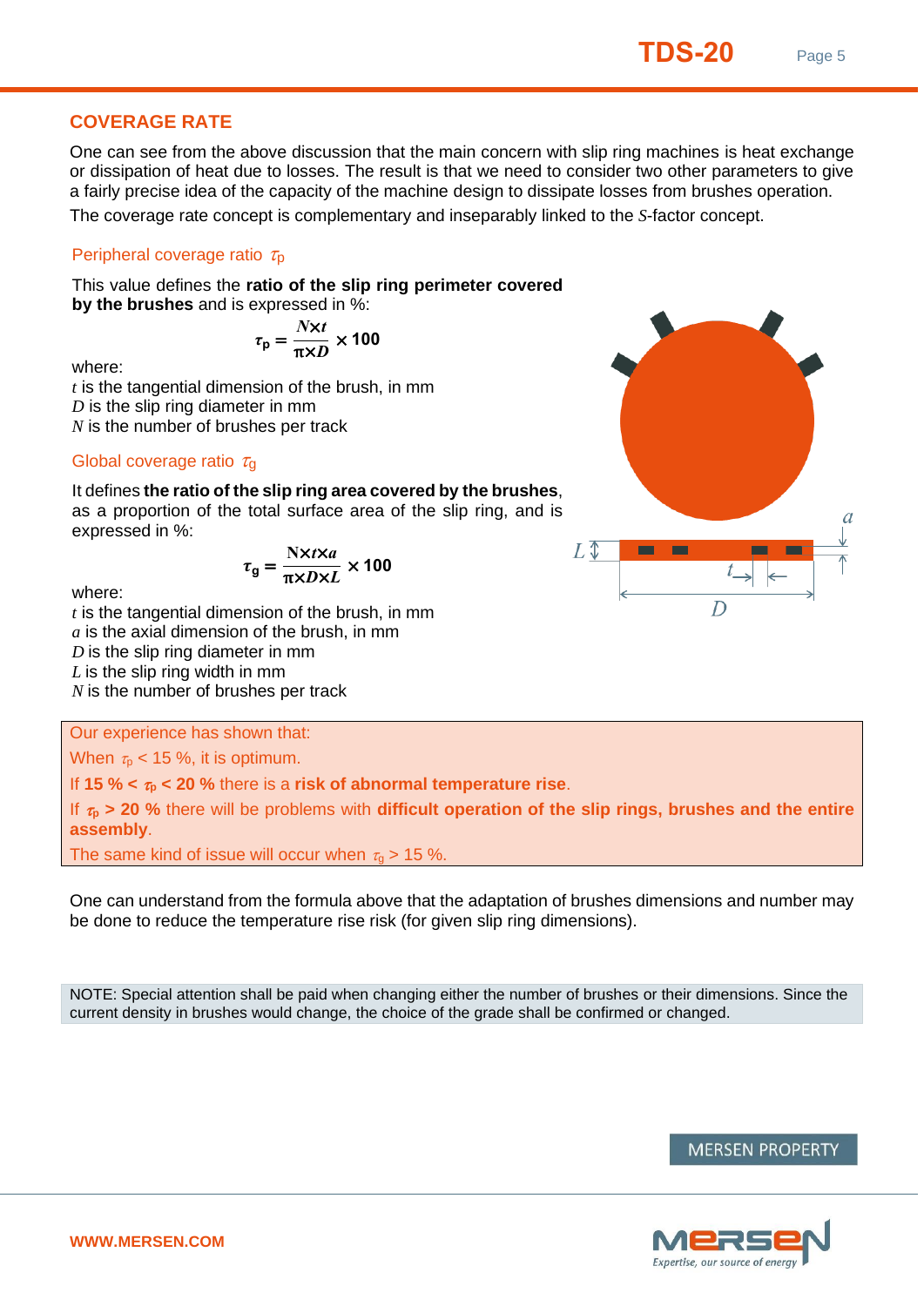## COVERAGE RATE

One can see from the above discussion that the main concern with slip ring machines is heat exchange or dissipation of heat due to losses. The result is that we need to consider two other parameters to give a fairly precise idea of the capacity of the machine design to dissipate losses from brushes operation.

The coverage rate concept is complementary and inseparably linked to the *S*-factor concept.

### Peripheral coverage ratio $\tau_p$

This value defines the **ratio of the slip ring perimeter covered by the brushes** and is expressed in %:

$$\tau_p = \frac{N \times t}{\pi \times D} \times 100$$

where:

*t* is the tangential dimension of the brush, in mm
*D* is the slip ring diameter in mm
*N* is the number of brushes per track

### Global coverage ratio $\tau_g$

It defines **the ratio of the slip ring area covered by the brushes**, as a proportion of the total surface area of the slip ring, and is expressed in %:

$$\tau_g = \frac{N \times t \times a}{\pi \times D \times L} \times 100$$

where:

*t* is the tangential dimension of the brush, in mm
*a* is the axial dimension of the brush, in mm
*D* is the slip ring diameter in mm
*L* is the slip ring width in mm
*N* is the number of brushes per track

Our experience has shown that:

When $\tau_p < 15$ %, it is optimum.

If **15 % < $\tau_p$ < 20 %** there is a **risk of abnormal temperature rise**.

If **$\tau_p$ > 20 %** there will be problems with **difficult operation of the slip rings, brushes and the entire assembly**.

The same kind of issue will occur when $\tau_g > 15$ %.

One can understand from the formula above that the adaptation of brushes dimensions and number may be done to reduce the temperature rise risk (for given slip ring dimensions).

NOTE: Special attention shall be paid when changing either the number of brushes or their dimensions. Since the current density in brushes would change, the choice of the grade shall be confirmed or changed.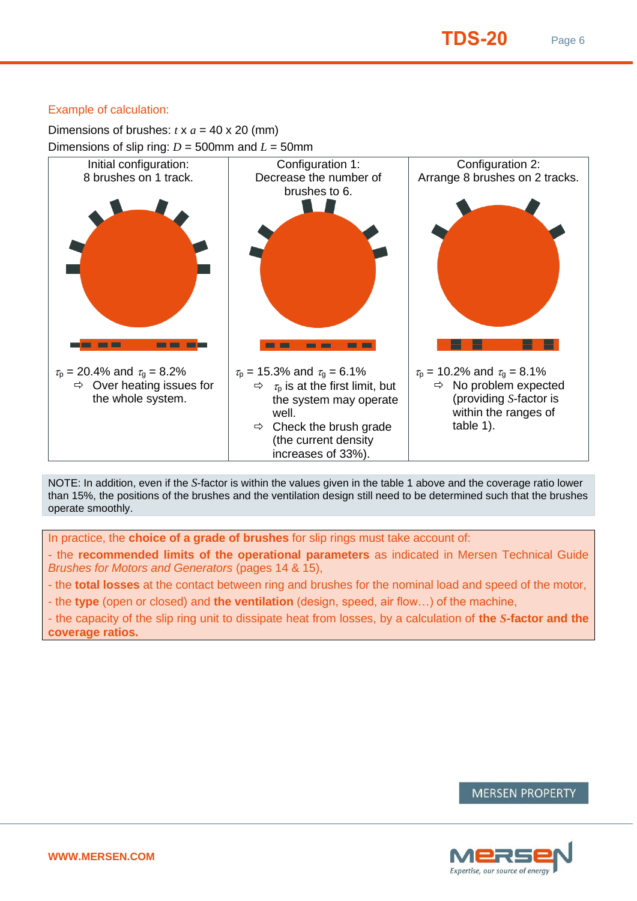Example of calculation:

Dimensions of brushes: $t$ x $a$ = 40 x 20 (mm)

Dimensions of slip ring: $D$ = 500mm and $L$ = 50mm

| Initial configuration: 8 brushes on 1 track. | Configuration 1: Decrease the number of brushes to 6. | Configuration 2: Arrange 8 brushes on 2 tracks. |
|---|---|---|
| $\tau_p$ = 20.4% and $\tau_g$ = 8.2%<br>⇨ Over heating issues for the whole system. | $\tau_p$ = 15.3% and $\tau_g$ = 6.1%<br>⇨ $\tau_p$ is at the first limit, but the system may operate well.<br>⇨ Check the brush grade (the current density increases of 33%). | $\tau_p$ = 10.2% and $\tau_g$ = 8.1%<br>⇨ No problem expected (providing $S$-factor is within the ranges of table 1). |

NOTE: In addition, even if the $S$-factor is within the values given in the table 1 above and the coverage ratio lower than 15%, the positions of the brushes and the ventilation design still need to be determined such that the brushes operate smoothly.

In practice, the **choice of a grade of brushes** for slip rings must take account of:

- the **recommended limits of the operational parameters** as indicated in Mersen Technical Guide *Brushes for Motors and Generators* (pages 14 & 15),
- the **total losses** at the contact between ring and brushes for the nominal load and speed of the motor,
- the **type** (open or closed) and **the ventilation** (design, speed, air flow…) of the machine,
- the capacity of the slip ring unit to dissipate heat from losses, by a calculation of **the $S$-factor and the coverage ratios.**

MERSEN PROPERTY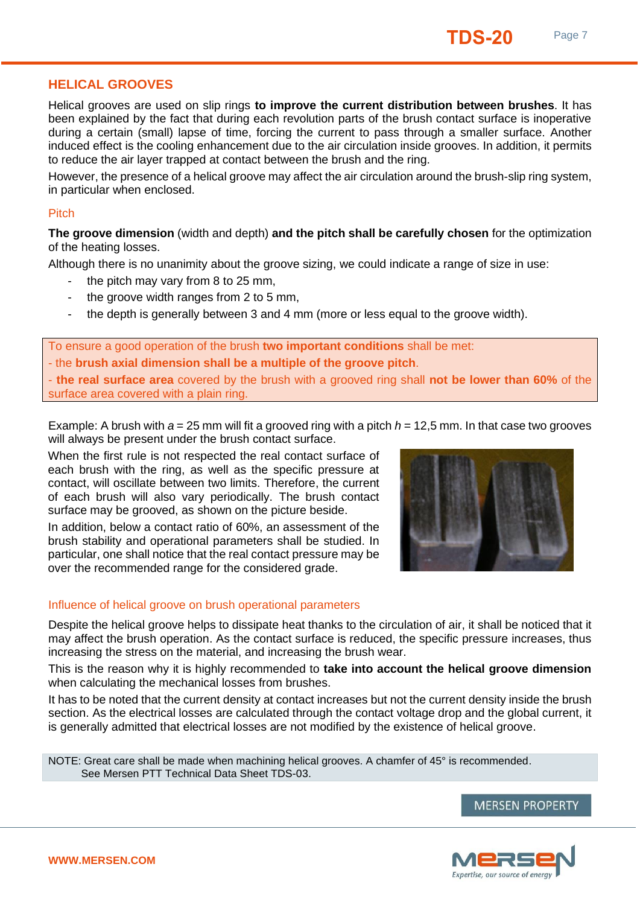## HELICAL GROOVES

Helical grooves are used on slip rings **to improve the current distribution between brushes**. It has been explained by the fact that during each revolution parts of the brush contact surface is inoperative during a certain (small) lapse of time, forcing the current to pass through a smaller surface. Another induced effect is the cooling enhancement due to the air circulation inside grooves. In addition, it permits to reduce the air layer trapped at contact between the brush and the ring.

However, the presence of a helical groove may affect the air circulation around the brush-slip ring system, in particular when enclosed.

### Pitch

**The groove dimension** (width and depth) **and the pitch shall be carefully chosen** for the optimization of the heating losses.

Although there is no unanimity about the groove sizing, we could indicate a range of size in use:

- the pitch may vary from 8 to 25 mm,
- the groove width ranges from 2 to 5 mm,
- the depth is generally between 3 and 4 mm (more or less equal to the groove width).

> To ensure a good operation of the brush **two important conditions** shall be met:
> - the **brush axial dimension shall be a multiple of the groove pitch**.
> - **the real surface area** covered by the brush with a grooved ring shall **not be lower than 60%** of the surface area covered with a plain ring.

Example: A brush with $a$ = 25 mm will fit a grooved ring with a pitch $h$ = 12,5 mm. In that case two grooves will always be present under the brush contact surface.

When the first rule is not respected the real contact surface of each brush with the ring, as well as the specific pressure at contact, will oscillate between two limits. Therefore, the current of each brush will also vary periodically. The brush contact surface may be grooved, as shown on the picture beside.

In addition, below a contact ratio of 60%, an assessment of the brush stability and operational parameters shall be studied. In particular, one shall notice that the real contact pressure may be over the recommended range for the considered grade.

### Influence of helical groove on brush operational parameters

Despite the helical groove helps to dissipate heat thanks to the circulation of air, it shall be noticed that it may affect the brush operation. As the contact surface is reduced, the specific pressure increases, thus increasing the stress on the material, and increasing the brush wear.

This is the reason why it is highly recommended to **take into account the helical groove dimension** when calculating the mechanical losses from brushes.

It has to be noted that the current density at contact increases but not the current density inside the brush section. As the electrical losses are calculated through the contact voltage drop and the global current, it is generally admitted that electrical losses are not modified by the existence of helical groove.

NOTE: Great care shall be made when machining helical grooves. A chamfer of 45° is recommended.
See Mersen PTT Technical Data Sheet TDS-03.

MERSEN PROPERTY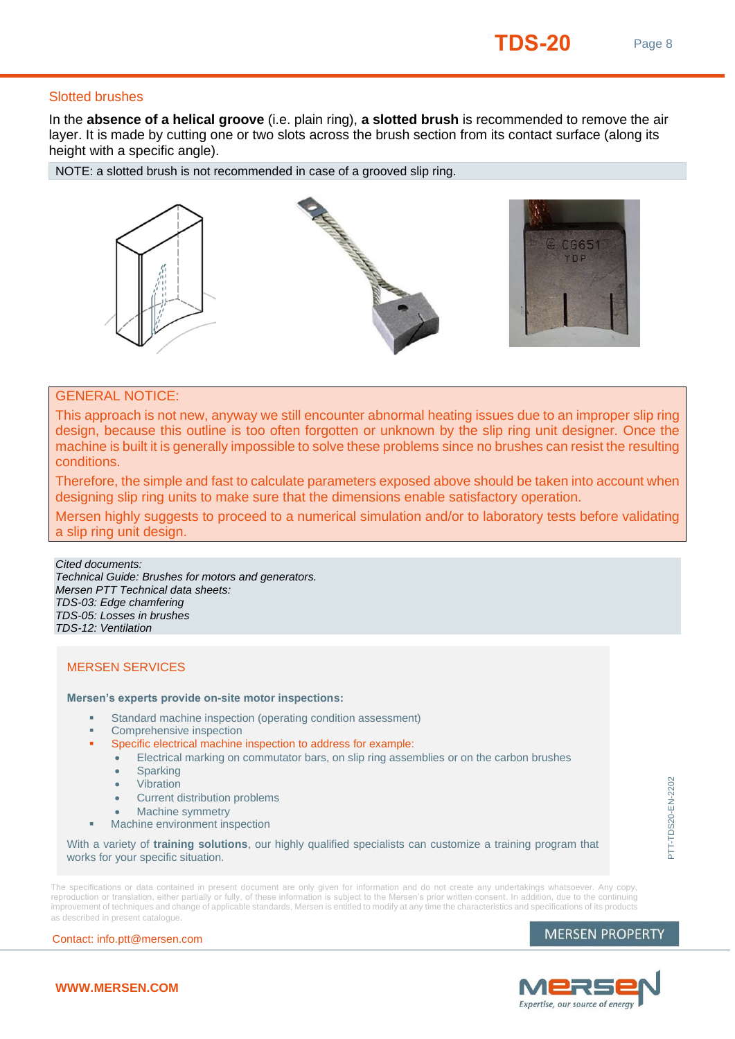## Slotted brushes

In the **absence of a helical groove** (i.e. plain ring), **a slotted brush** is recommended to remove the air layer. It is made by cutting one or two slots across the brush section from its contact surface (along its height with a specific angle).

NOTE: a slotted brush is not recommended in case of a grooved slip ring.

### GENERAL NOTICE:

This approach is not new, anyway we still encounter abnormal heating issues due to an improper slip ring design, because this outline is too often forgotten or unknown by the slip ring unit designer. Once the machine is built it is generally impossible to solve these problems since no brushes can resist the resulting conditions.

Therefore, the simple and fast to calculate parameters exposed above should be taken into account when designing slip ring units to make sure that the dimensions enable satisfactory operation.

Mersen highly suggests to proceed to a numerical simulation and/or to laboratory tests before validating a slip ring unit design.

*Cited documents:*
*Technical Guide: Brushes for motors and generators.*
*Mersen PTT Technical data sheets:*
*TDS-03: Edge chamfering*
*TDS-05: Losses in brushes*
*TDS-12: Ventilation*

### MERSEN SERVICES

**Mersen's experts provide on-site motor inspections:**

- Standard machine inspection (operating condition assessment)
- Comprehensive inspection
- Specific electrical machine inspection to address for example:
  - Electrical marking on commutator bars, on slip ring assemblies or on the carbon brushes
  - Sparking
  - Vibration
  - Current distribution problems
  - Machine symmetry
- Machine environment inspection

With a variety of **training solutions**, our highly qualified specialists can customize a training program that works for your specific situation.

The specifications or data contained in present document are only given for information and do not create any undertakings whatsoever. Any copy, reproduction or translation, either partially or fully, of these information is subject to the Mersen's prior written consent. In addition, due to the continuing improvement of techniques and change of applicable standards, Mersen is entitled to modify at any time the characteristics and specifications of its products as described in present catalogue.

Contact: info.ptt@mersen.com

MERSEN PROPERTY

PTT-TDS20-EN-2202

WWW.MERSEN.COM